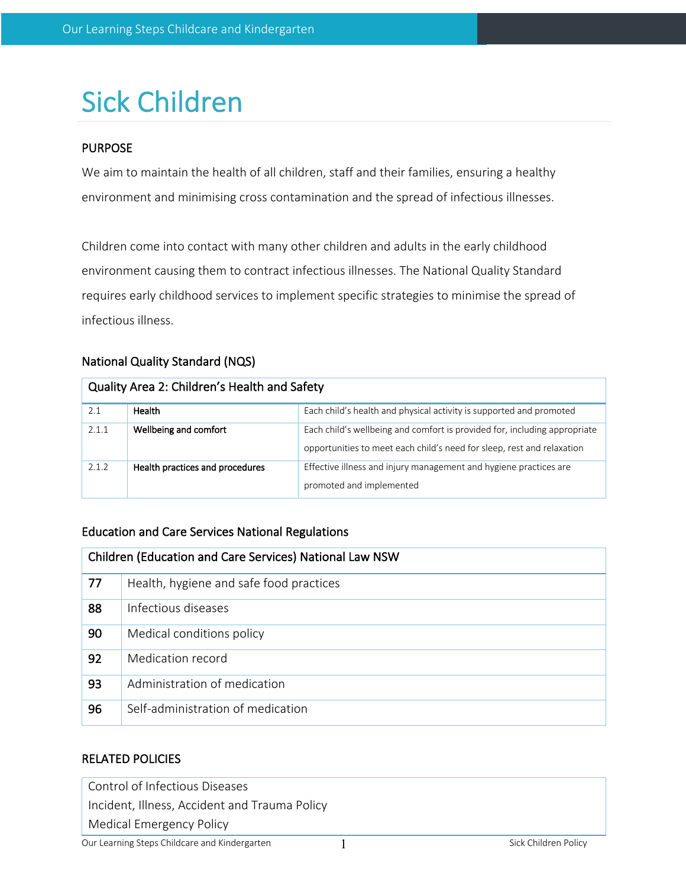# Sick Children

## PURPOSE

We aim to maintain the health of all children, staff and their families, ensuring a healthy environment and minimising cross contamination and the spread of infectious illnesses.

Children come into contact with many other children and adults in the early childhood environment causing them to contract infectious illnesses. The National Quality Standard requires early childhood services to implement specific strategies to minimise the spread of infectious illness.

### National Quality Standard (NQS)

| Quality Area 2: Children's Health and Safety | | |
|---|---|---|
| 2.1 | **Health** | Each child's health and physical activity is supported and promoted |
| 2.1.1 | **Wellbeing and comfort** | Each child's wellbeing and comfort is provided for, including appropriate opportunities to meet each child's need for sleep, rest and relaxation |
| 2.1.2 | **Health practices and procedures** | Effective illness and injury management and hygiene practices are promoted and implemented |

### Education and Care Services National Regulations

| Children (Education and Care Services) National Law NSW | |
|---|---|
| 77 | Health, hygiene and safe food practices |
| 88 | Infectious diseases |
| 90 | Medical conditions policy |
| 92 | Medication record |
| 93 | Administration of medication |
| 96 | Self-administration of medication |

## RELATED POLICIES

Control of Infectious Diseases
Incident, Illness, Accident and Trauma Policy
Medical Emergency Policy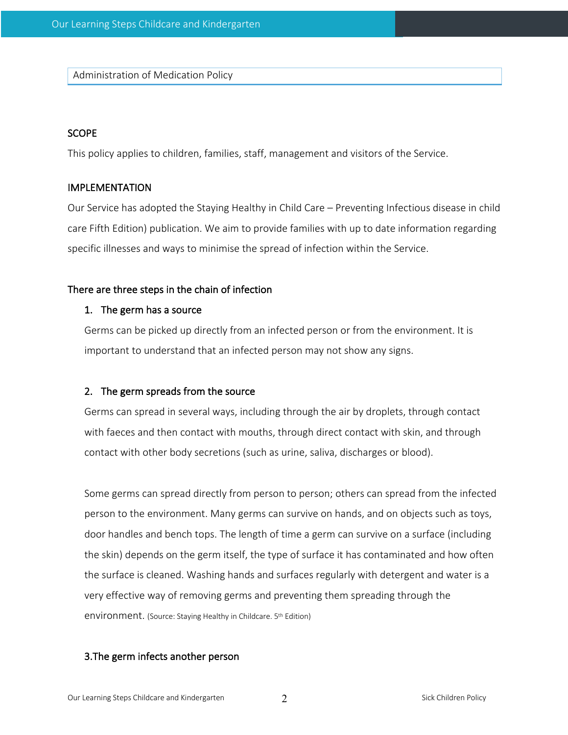Administration of Medication Policy

## SCOPE

This policy applies to children, families, staff, management and visitors of the Service.

## IMPLEMENTATION

Our Service has adopted the Staying Healthy in Child Care – Preventing Infectious disease in child care Fifth Edition) publication. We aim to provide families with up to date information regarding specific illnesses and ways to minimise the spread of infection within the Service.

### There are three steps in the chain of infection

1. **The germ has a source**

   Germs can be picked up directly from an infected person or from the environment. It is important to understand that an infected person may not show any signs.

2. **The germ spreads from the source**

   Germs can spread in several ways, including through the air by droplets, through contact with faeces and then contact with mouths, through direct contact with skin, and through contact with other body secretions (such as urine, saliva, discharges or blood).

   Some germs can spread directly from person to person; others can spread from the infected person to the environment. Many germs can survive on hands, and on objects such as toys, door handles and bench tops. The length of time a germ can survive on a surface (including the skin) depends on the germ itself, the type of surface it has contaminated and how often the surface is cleaned. Washing hands and surfaces regularly with detergent and water is a very effective way of removing germs and preventing them spreading through the environment. (Source: Staying Healthy in Childcare. 5th Edition)

3. **The germ infects another person**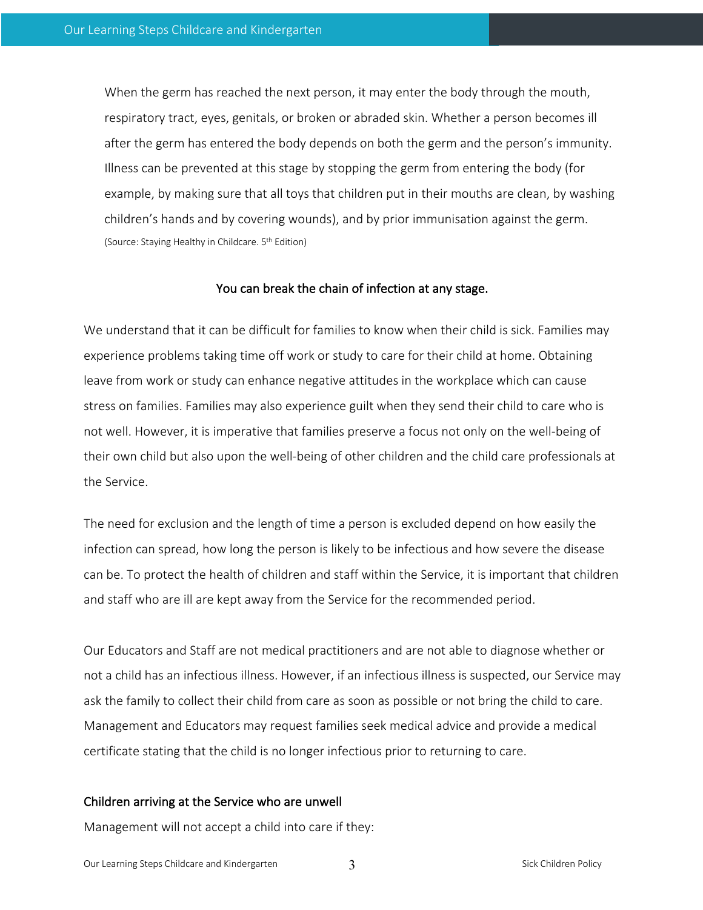When the germ has reached the next person, it may enter the body through the mouth, respiratory tract, eyes, genitals, or broken or abraded skin. Whether a person becomes ill after the germ has entered the body depends on both the germ and the person's immunity. Illness can be prevented at this stage by stopping the germ from entering the body (for example, by making sure that all toys that children put in their mouths are clean, by washing children's hands and by covering wounds), and by prior immunisation against the germ.
(Source: Staying Healthy in Childcare. 5th Edition)

You can break the chain of infection at any stage.

We understand that it can be difficult for families to know when their child is sick. Families may experience problems taking time off work or study to care for their child at home. Obtaining leave from work or study can enhance negative attitudes in the workplace which can cause stress on families. Families may also experience guilt when they send their child to care who is not well. However, it is imperative that families preserve a focus not only on the well-being of their own child but also upon the well-being of other children and the child care professionals at the Service.

The need for exclusion and the length of time a person is excluded depend on how easily the infection can spread, how long the person is likely to be infectious and how severe the disease can be. To protect the health of children and staff within the Service, it is important that children and staff who are ill are kept away from the Service for the recommended period.

Our Educators and Staff are not medical practitioners and are not able to diagnose whether or not a child has an infectious illness. However, if an infectious illness is suspected, our Service may ask the family to collect their child from care as soon as possible or not bring the child to care. Management and Educators may request families seek medical advice and provide a medical certificate stating that the child is no longer infectious prior to returning to care.

### Children arriving at the Service who are unwell

Management will not accept a child into care if they: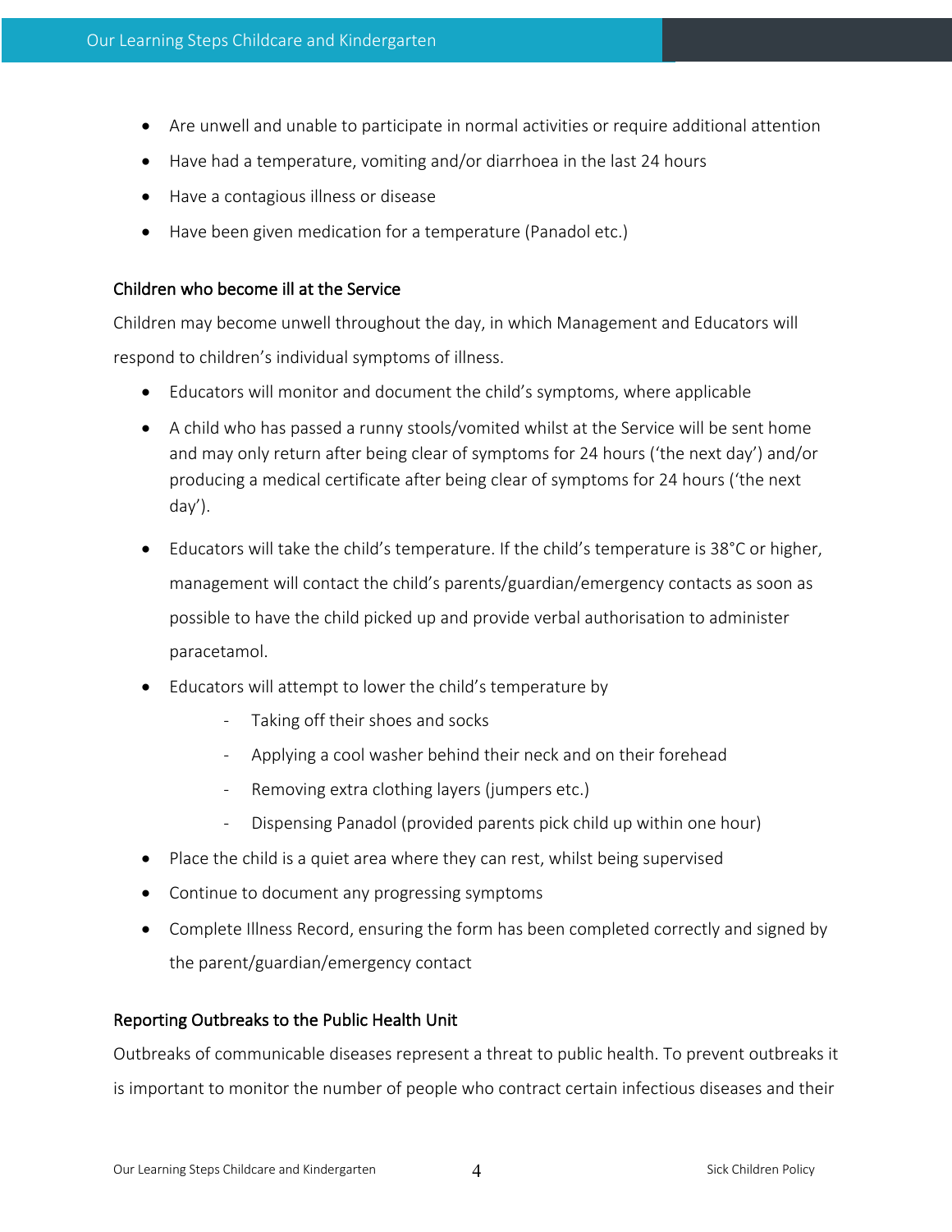- Are unwell and unable to participate in normal activities or require additional attention
- Have had a temperature, vomiting and/or diarrhoea in the last 24 hours
- Have a contagious illness or disease
- Have been given medication for a temperature (Panadol etc.)

### Children who become ill at the Service

Children may become unwell throughout the day, in which Management and Educators will respond to children's individual symptoms of illness.

- Educators will monitor and document the child's symptoms, where applicable
- A child who has passed a runny stools/vomited whilst at the Service will be sent home and may only return after being clear of symptoms for 24 hours ('the next day') and/or producing a medical certificate after being clear of symptoms for 24 hours ('the next day').
- Educators will take the child's temperature. If the child's temperature is 38°C or higher, management will contact the child's parents/guardian/emergency contacts as soon as possible to have the child picked up and provide verbal authorisation to administer paracetamol.
- Educators will attempt to lower the child's temperature by
  - Taking off their shoes and socks
  - Applying a cool washer behind their neck and on their forehead
  - Removing extra clothing layers (jumpers etc.)
  - Dispensing Panadol (provided parents pick child up within one hour)
- Place the child is a quiet area where they can rest, whilst being supervised
- Continue to document any progressing symptoms
- Complete Illness Record, ensuring the form has been completed correctly and signed by the parent/guardian/emergency contact

### Reporting Outbreaks to the Public Health Unit

Outbreaks of communicable diseases represent a threat to public health. To prevent outbreaks it is important to monitor the number of people who contract certain infectious diseases and their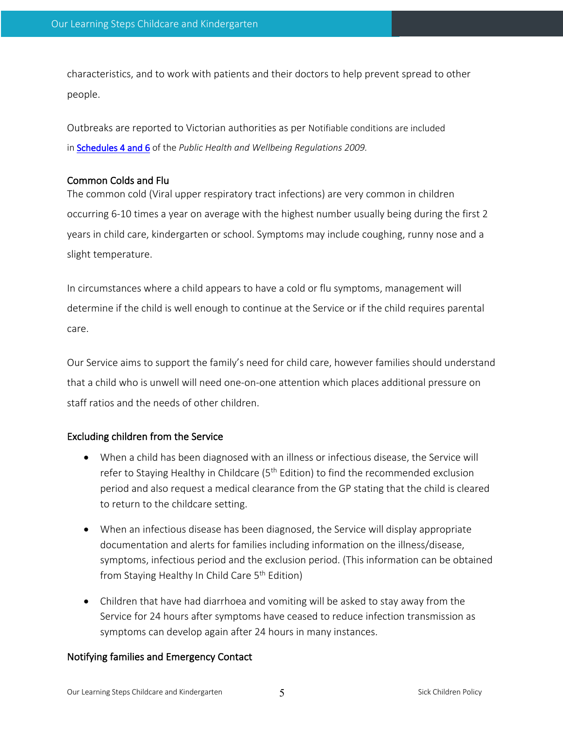characteristics, and to work with patients and their doctors to help prevent spread to other people.

Outbreaks are reported to Victorian authorities as per Notifiable conditions are included in [Schedules 4 and 6] of the *Public Health and Wellbeing Regulations 2009.*

## Common Colds and Flu

The common cold (Viral upper respiratory tract infections) are very common in children occurring 6-10 times a year on average with the highest number usually being during the first 2 years in child care, kindergarten or school. Symptoms may include coughing, runny nose and a slight temperature.

In circumstances where a child appears to have a cold or flu symptoms, management will determine if the child is well enough to continue at the Service or if the child requires parental care.

Our Service aims to support the family's need for child care, however families should understand that a child who is unwell will need one-on-one attention which places additional pressure on staff ratios and the needs of other children.

## Excluding children from the Service

- When a child has been diagnosed with an illness or infectious disease, the Service will refer to Staying Healthy in Childcare (5th Edition) to find the recommended exclusion period and also request a medical clearance from the GP stating that the child is cleared to return to the childcare setting.
- When an infectious disease has been diagnosed, the Service will display appropriate documentation and alerts for families including information on the illness/disease, symptoms, infectious period and the exclusion period. (This information can be obtained from Staying Healthy In Child Care 5th Edition)
- Children that have had diarrhoea and vomiting will be asked to stay away from the Service for 24 hours after symptoms have ceased to reduce infection transmission as symptoms can develop again after 24 hours in many instances.

## Notifying families and Emergency Contact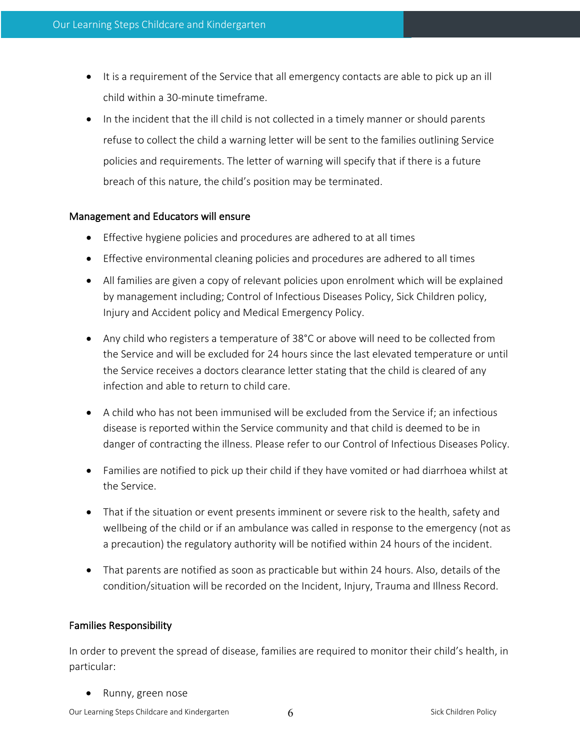- It is a requirement of the Service that all emergency contacts are able to pick up an ill child within a 30-minute timeframe.
- In the incident that the ill child is not collected in a timely manner or should parents refuse to collect the child a warning letter will be sent to the families outlining Service policies and requirements. The letter of warning will specify that if there is a future breach of this nature, the child's position may be terminated.

### Management and Educators will ensure

- Effective hygiene policies and procedures are adhered to at all times
- Effective environmental cleaning policies and procedures are adhered to all times
- All families are given a copy of relevant policies upon enrolment which will be explained by management including; Control of Infectious Diseases Policy, Sick Children policy, Injury and Accident policy and Medical Emergency Policy.
- Any child who registers a temperature of 38°C or above will need to be collected from the Service and will be excluded for 24 hours since the last elevated temperature or until the Service receives a doctors clearance letter stating that the child is cleared of any infection and able to return to child care.
- A child who has not been immunised will be excluded from the Service if; an infectious disease is reported within the Service community and that child is deemed to be in danger of contracting the illness. Please refer to our Control of Infectious Diseases Policy.
- Families are notified to pick up their child if they have vomited or had diarrhoea whilst at the Service.
- That if the situation or event presents imminent or severe risk to the health, safety and wellbeing of the child or if an ambulance was called in response to the emergency (not as a precaution) the regulatory authority will be notified within 24 hours of the incident.
- That parents are notified as soon as practicable but within 24 hours. Also, details of the condition/situation will be recorded on the Incident, Injury, Trauma and Illness Record.

### Families Responsibility

In order to prevent the spread of disease, families are required to monitor their child's health, in particular:

- Runny, green nose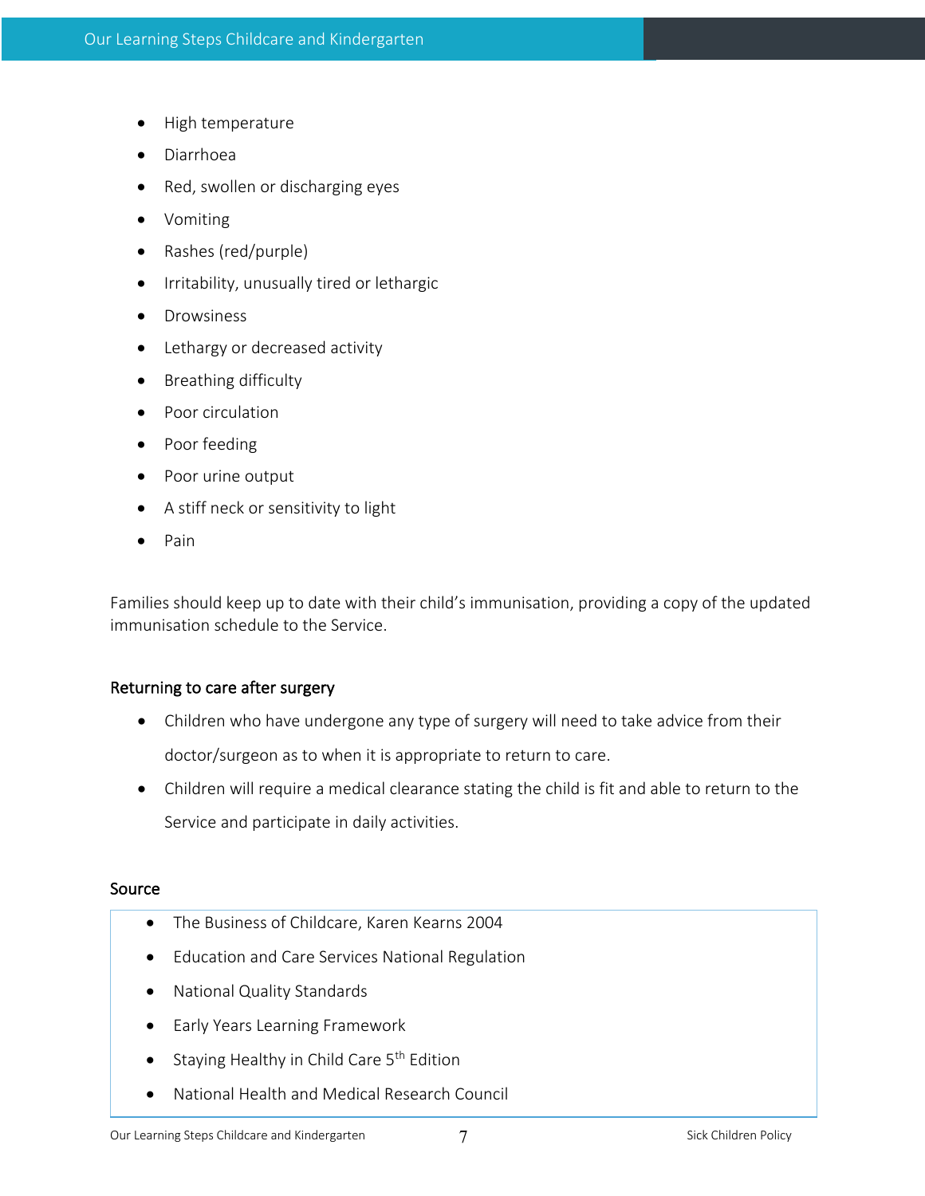- High temperature
- Diarrhoea
- Red, swollen or discharging eyes
- Vomiting
- Rashes (red/purple)
- Irritability, unusually tired or lethargic
- Drowsiness
- Lethargy or decreased activity
- Breathing difficulty
- Poor circulation
- Poor feeding
- Poor urine output
- A stiff neck or sensitivity to light
- Pain

Families should keep up to date with their child's immunisation, providing a copy of the updated immunisation schedule to the Service.

### Returning to care after surgery

- Children who have undergone any type of surgery will need to take advice from their doctor/surgeon as to when it is appropriate to return to care.
- Children will require a medical clearance stating the child is fit and able to return to the Service and participate in daily activities.

### Source

- The Business of Childcare, Karen Kearns 2004
- Education and Care Services National Regulation
- National Quality Standards
- Early Years Learning Framework
- Staying Healthy in Child Care 5th Edition
- National Health and Medical Research Council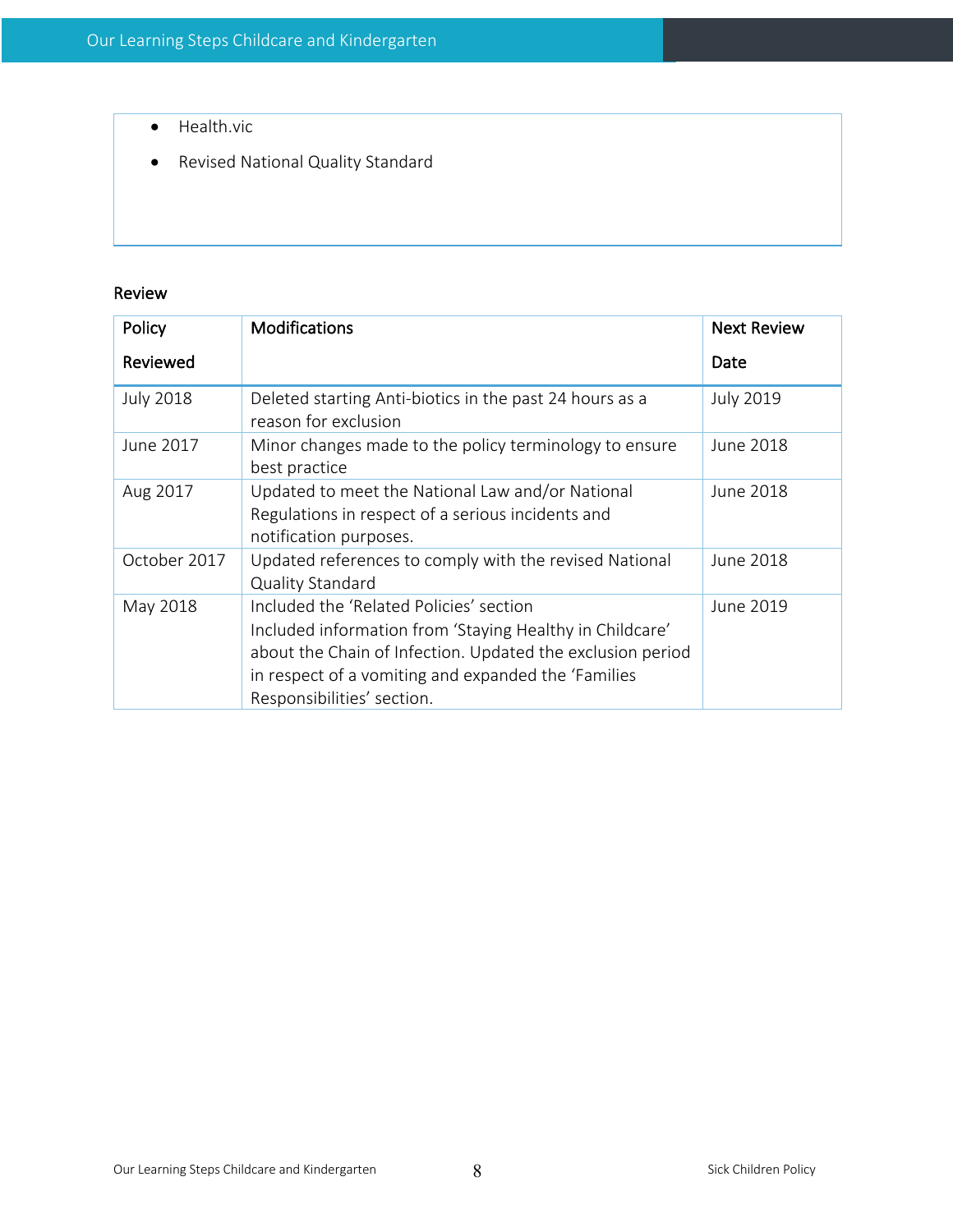- Health.vic
- Revised National Quality Standard

## Review

| Policy Reviewed | Modifications | Next Review Date |
|---|---|---|
| July 2018 | Deleted starting Anti-biotics in the past 24 hours as a reason for exclusion | July 2019 |
| June 2017 | Minor changes made to the policy terminology to ensure best practice | June 2018 |
| Aug 2017 | Updated to meet the National Law and/or National Regulations in respect of a serious incidents and notification purposes. | June 2018 |
| October 2017 | Updated references to comply with the revised National Quality Standard | June 2018 |
| May 2018 | Included the 'Related Policies' section<br>Included information from 'Staying Healthy in Childcare' about the Chain of Infection. Updated the exclusion period in respect of a vomiting and expanded the 'Families Responsibilities' section. | June 2019 |